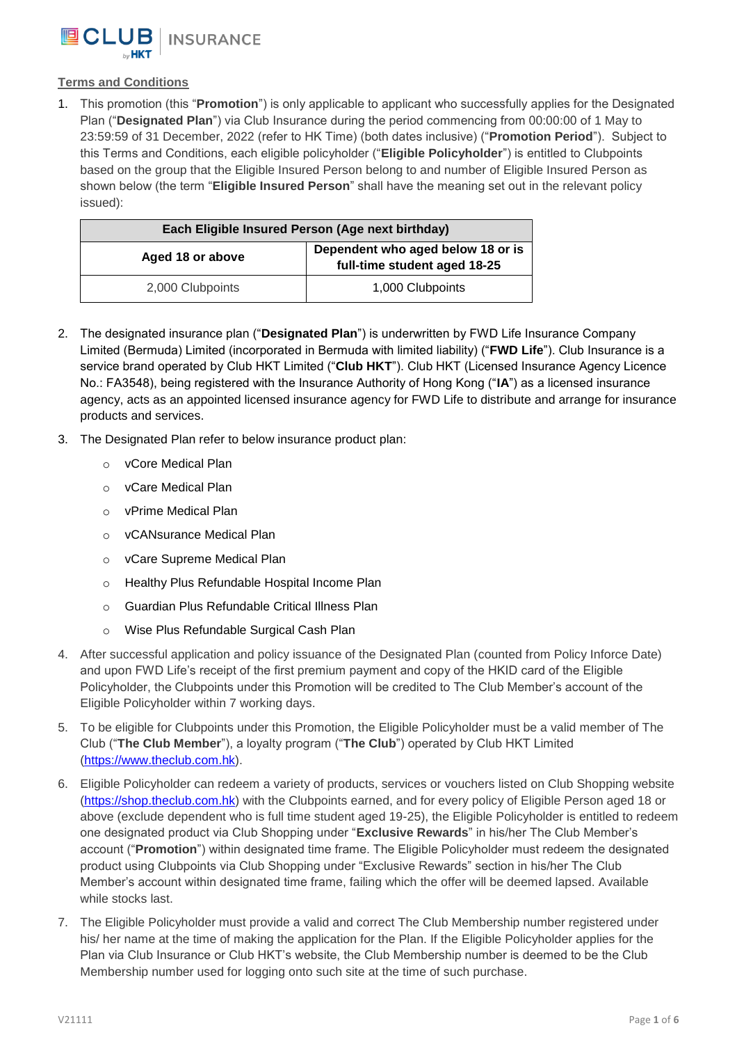**Terms and Conditions**

1. This promotion (this "**Promotion**") is only applicable to applicant who successfully applies for the Designated Plan ("**Designated Plan**") via Club Insurance during the period commencing from 00:00:00 of 1 May to 23:59:59 of 31 December, 2022 (refer to HK Time) (both dates inclusive) ("**Promotion Period**"). Subject to this Terms and Conditions, each eligible policyholder ("**Eligible Policyholder**") is entitled to Clubpoints based on the group that the Eligible Insured Person belong to and number of Eligible Insured Person as shown below (the term "**Eligible Insured Person**" shall have the meaning set out in the relevant policy issued):

| **Each Eligible Insured Person (Age next birthday)** | |
|---|---|
| **Aged 18 or above** | **Dependent who aged below 18 or is full-time student aged 18-25** |
| 2,000 Clubpoints | 1,000 Clubpoints |

2. The designated insurance plan ("**Designated Plan**") is underwritten by FWD Life Insurance Company Limited (Bermuda) Limited (incorporated in Bermuda with limited liability) ("**FWD Life**"). Club Insurance is a service brand operated by Club HKT Limited ("**Club HKT**"). Club HKT (Licensed Insurance Agency Licence No.: FA3548), being registered with the Insurance Authority of Hong Kong ("**IA**") as a licensed insurance agency, acts as an appointed licensed insurance agency for FWD Life to distribute and arrange for insurance products and services.

3. The Designated Plan refer to below insurance product plan:
   - vCore Medical Plan
   - vCare Medical Plan
   - vPrime Medical Plan
   - vCANsurance Medical Plan
   - vCare Supreme Medical Plan
   - Healthy Plus Refundable Hospital Income Plan
   - Guardian Plus Refundable Critical Illness Plan
   - Wise Plus Refundable Surgical Cash Plan

4. After successful application and policy issuance of the Designated Plan (counted from Policy Inforce Date) and upon FWD Life's receipt of the first premium payment and copy of the HKID card of the Eligible Policyholder, the Clubpoints under this Promotion will be credited to The Club Member's account of the Eligible Policyholder within 7 working days.

5. To be eligible for Clubpoints under this Promotion, the Eligible Policyholder must be a valid member of The Club ("**The Club Member**"), a loyalty program ("**The Club**") operated by Club HKT Limited (https://www.theclub.com.hk).

6. Eligible Policyholder can redeem a variety of products, services or vouchers listed on Club Shopping website (https://shop.theclub.com.hk) with the Clubpoints earned, and for every policy of Eligible Person aged 18 or above (exclude dependent who is full time student aged 19-25), the Eligible Policyholder is entitled to redeem one designated product via Club Shopping under "**Exclusive Rewards**" in his/her The Club Member's account ("**Promotion**") within designated time frame. The Eligible Policyholder must redeem the designated product using Clubpoints via Club Shopping under "Exclusive Rewards" section in his/her The Club Member's account within designated time frame, failing which the offer will be deemed lapsed. Available while stocks last.

7. The Eligible Policyholder must provide a valid and correct The Club Membership number registered under his/ her name at the time of making the application for the Plan. If the Eligible Policyholder applies for the Plan via Club Insurance or Club HKT's website, the Club Membership number is deemed to be the Club Membership number used for logging onto such site at the time of such purchase.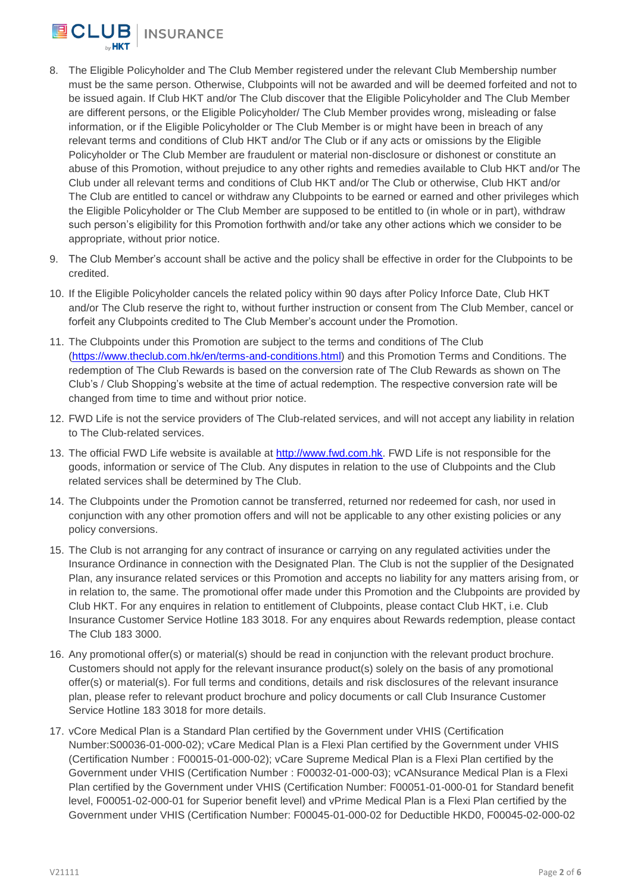8. The Eligible Policyholder and The Club Member registered under the relevant Club Membership number must be the same person. Otherwise, Clubpoints will not be awarded and will be deemed forfeited and not to be issued again. If Club HKT and/or The Club discover that the Eligible Policyholder and The Club Member are different persons, or the Eligible Policyholder/ The Club Member provides wrong, misleading or false information, or if the Eligible Policyholder or The Club Member is or might have been in breach of any relevant terms and conditions of Club HKT and/or The Club or if any acts or omissions by the Eligible Policyholder or The Club Member are fraudulent or material non-disclosure or dishonest or constitute an abuse of this Promotion, without prejudice to any other rights and remedies available to Club HKT and/or The Club under all relevant terms and conditions of Club HKT and/or The Club or otherwise, Club HKT and/or The Club are entitled to cancel or withdraw any Clubpoints to be earned or earned and other privileges which the Eligible Policyholder or The Club Member are supposed to be entitled to (in whole or in part), withdraw such person's eligibility for this Promotion forthwith and/or take any other actions which we consider to be appropriate, without prior notice.
9. The Club Member's account shall be active and the policy shall be effective in order for the Clubpoints to be credited.
10. If the Eligible Policyholder cancels the related policy within 90 days after Policy Inforce Date, Club HKT and/or The Club reserve the right to, without further instruction or consent from The Club Member, cancel or forfeit any Clubpoints credited to The Club Member's account under the Promotion.
11. The Clubpoints under this Promotion are subject to the terms and conditions of The Club (https://www.theclub.com.hk/en/terms-and-conditions.html) and this Promotion Terms and Conditions. The redemption of The Club Rewards is based on the conversion rate of The Club Rewards as shown on The Club's / Club Shopping's website at the time of actual redemption. The respective conversion rate will be changed from time to time and without prior notice.
12. FWD Life is not the service providers of The Club-related services, and will not accept any liability in relation to The Club-related services.
13. The official FWD Life website is available at http://www.fwd.com.hk. FWD Life is not responsible for the goods, information or service of The Club. Any disputes in relation to the use of Clubpoints and the Club related services shall be determined by The Club.
14. The Clubpoints under the Promotion cannot be transferred, returned nor redeemed for cash, nor used in conjunction with any other promotion offers and will not be applicable to any other existing policies or any policy conversions.
15. The Club is not arranging for any contract of insurance or carrying on any regulated activities under the Insurance Ordinance in connection with the Designated Plan. The Club is not the supplier of the Designated Plan, any insurance related services or this Promotion and accepts no liability for any matters arising from, or in relation to, the same. The promotional offer made under this Promotion and the Clubpoints are provided by Club HKT. For any enquires in relation to entitlement of Clubpoints, please contact Club HKT, i.e. Club Insurance Customer Service Hotline 183 3018. For any enquires about Rewards redemption, please contact The Club 183 3000.
16. Any promotional offer(s) or material(s) should be read in conjunction with the relevant product brochure. Customers should not apply for the relevant insurance product(s) solely on the basis of any promotional offer(s) or material(s). For full terms and conditions, details and risk disclosures of the relevant insurance plan, please refer to relevant product brochure and policy documents or call Club Insurance Customer Service Hotline 183 3018 for more details.
17. vCore Medical Plan is a Standard Plan certified by the Government under VHIS (Certification Number:S00036-01-000-02); vCare Medical Plan is a Flexi Plan certified by the Government under VHIS (Certification Number : F00015-01-000-02); vCare Supreme Medical Plan is a Flexi Plan certified by the Government under VHIS (Certification Number : F00032-01-000-03); vCANsurance Medical Plan is a Flexi Plan certified by the Government under VHIS (Certification Number: F00051-01-000-01 for Standard benefit level, F00051-02-000-01 for Superior benefit level) and vPrime Medical Plan is a Flexi Plan certified by the Government under VHIS (Certification Number: F00045-01-000-02 for Deductible HKD0, F00045-02-000-02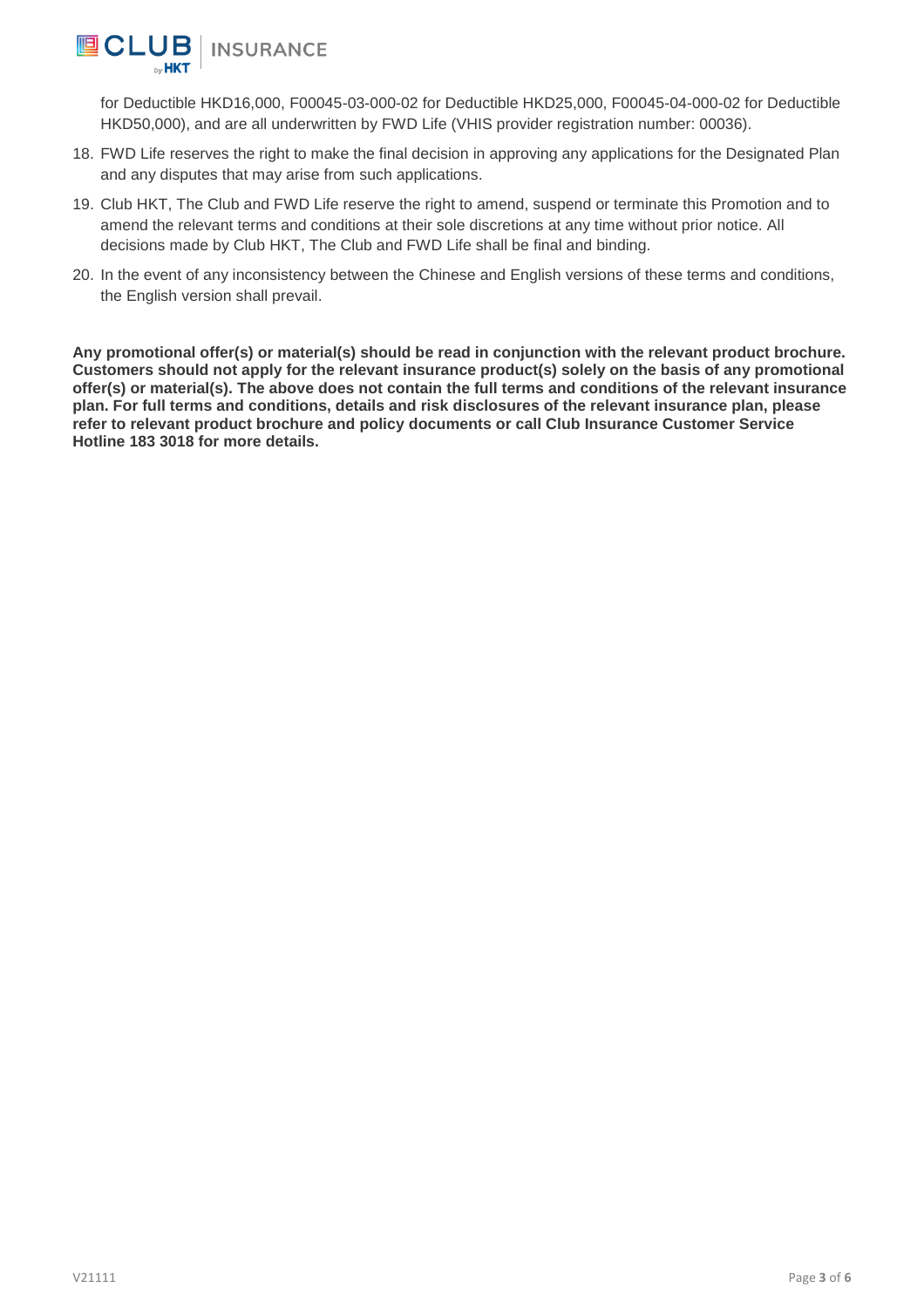for Deductible HKD16,000, F00045-03-000-02 for Deductible HKD25,000, F00045-04-000-02 for Deductible HKD50,000), and are all underwritten by FWD Life (VHIS provider registration number: 00036).

18. FWD Life reserves the right to make the final decision in approving any applications for the Designated Plan and any disputes that may arise from such applications.
19. Club HKT, The Club and FWD Life reserve the right to amend, suspend or terminate this Promotion and to amend the relevant terms and conditions at their sole discretions at any time without prior notice. All decisions made by Club HKT, The Club and FWD Life shall be final and binding.
20. In the event of any inconsistency between the Chinese and English versions of these terms and conditions, the English version shall prevail.

**Any promotional offer(s) or material(s) should be read in conjunction with the relevant product brochure. Customers should not apply for the relevant insurance product(s) solely on the basis of any promotional offer(s) or material(s). The above does not contain the full terms and conditions of the relevant insurance plan. For full terms and conditions, details and risk disclosures of the relevant insurance plan, please refer to relevant product brochure and policy documents or call Club Insurance Customer Service Hotline 183 3018 for more details.**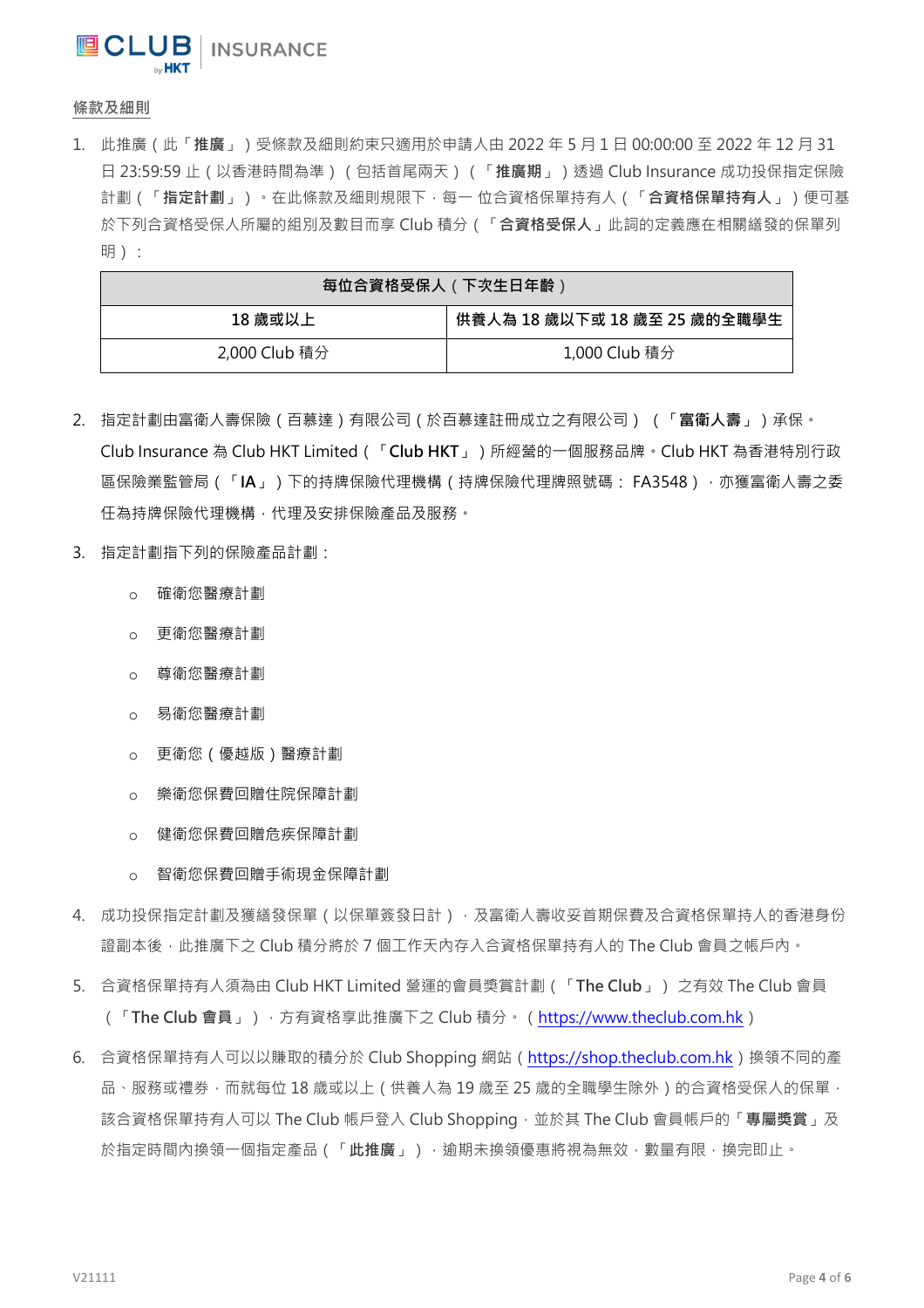<u>條款及細則</u>

1. 此推廣（此「**推廣**」）受條款及細則約束只適用於申請人由 2022 年 5 月 1 日 00:00:00 至 2022 年 12 月 31 日 23:59:59 止（以香港時間為準）（包括首尾兩天）（「**推廣期**」）透過 Club Insurance 成功投保指定保險計劃（「**指定計劃**」）。在此條款及細則規限下，每一 位合資格保單持有人（「**合資格保單持有人**」）便可基於下列合資格受保人所屬的組別及數目而享 Club 積分（「**合資格受保人**」此詞的定義應在相關繕發的保單列明）：

| **每位合資格受保人（下次生日年齡）** | |
|---|---|
| **18 歲或以上** | **供養人為 18 歲以下或 18 歲至 25 歲的全職學生** |
| 2,000 Club 積分 | 1,000 Club 積分 |

2. 指定計劃由富衛人壽保險（百慕達）有限公司（於百慕達註冊成立之有限公司）（「**富衛人壽**」）承保。Club Insurance 為 Club HKT Limited（「**Club HKT**」）所經營的一個服務品牌。Club HKT 為香港特別行政區保險業監管局（「**IA**」）下的持牌保險代理機構（持牌保險代理牌照號碼： FA3548），亦獲富衛人壽之委任為持牌保險代理機構，代理及安排保險產品及服務。

3. 指定計劃指下列的保險產品計劃：
   - 確衛您醫療計劃
   - 更衛您醫療計劃
   - 尊衛您醫療計劃
   - 易衛您醫療計劃
   - 更衛您（優越版）醫療計劃
   - 樂衛您保費回贈住院保障計劃
   - 健衛您保費回贈危疾保障計劃
   - 智衛您保費回贈手術現金保障計劃

4. 成功投保指定計劃及獲繕發保單（以保單簽發日計），及富衛人壽收妥首期保費及合資格保單持人的香港身份證副本後，此推廣下之 Club 積分將於 7 個工作天內存入合資格保單持有人的 The Club 會員之帳戶內。

5. 合資格保單持有人須為由 Club HKT Limited 營運的會員獎賞計劃（「**The Club**」）之有效 The Club 會員（「**The Club 會員**」），方有資格享此推廣下之 Club 積分。（https://www.theclub.com.hk）

6. 合資格保單持有人可以以賺取的積分於 Club Shopping 網站（https://shop.theclub.com.hk）換領不同的產品、服務或禮券，而就每位 18 歲或以上（供養人為 19 歲至 25 歲的全職學生除外）的合資格受保人的保單，該合資格保單持有人可以 The Club 帳戶登入 Club Shopping，並於其 The Club 會員帳戶的「**專屬獎賞**」及於指定時間內換領一個指定產品（「**此推廣**」），逾期未換領優惠將視為無效，數量有限，換完即止。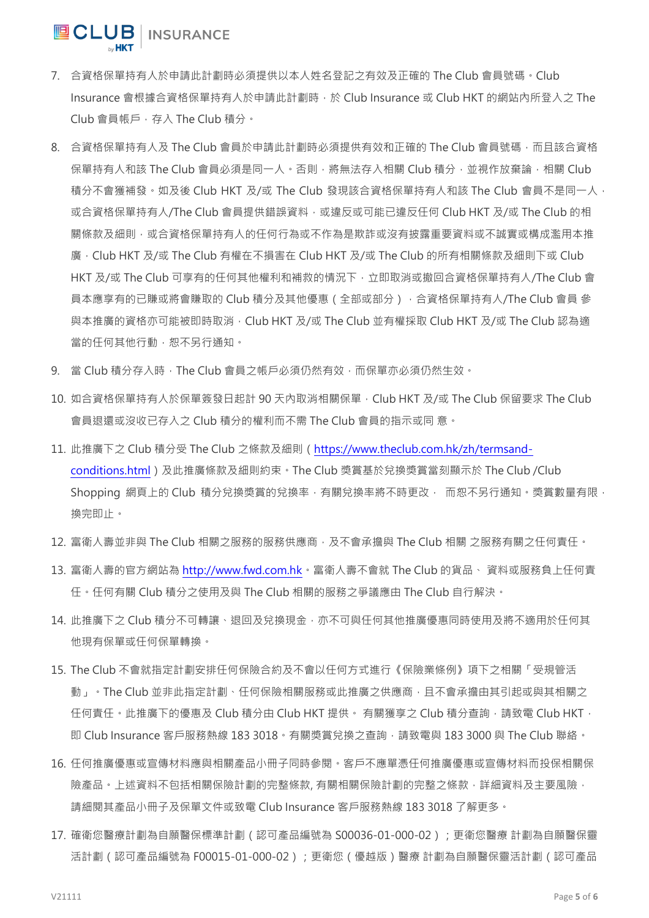7. 合資格保單持有人於申請此計劃時必須提供以本人姓名登記之有效及正確的 The Club 會員號碼。Club Insurance 會根據合資格保單持有人於申請此計劃時，於 Club Insurance 或 Club HKT 的網站內所登入之 The Club 會員帳戶，存入 The Club 積分。

8. 合資格保單持有人及 The Club 會員於申請此計劃時必須提供有效和正確的 The Club 會員號碼，而且該合資格保單持有人和該 The Club 會員必須是同一人。否則，將無法存入相關 Club 積分，並視作放棄論，相關 Club 積分不會獲補發。如及後 Club HKT 及/或 The Club 發現該合資格保單持有人和該 The Club 會員不是同一人，或合資格保單持有人/The Club 會員提供錯誤資料，或違反或可能已違反任何 Club HKT 及/或 The Club 的相關條款及細則，或合資格保單持有人的任何行為或不作為是欺詐或沒有披露重要資料或不誠實或構成濫用本推廣，Club HKT 及/或 The Club 有權在不損害在 Club HKT 及/或 The Club 的所有相關條款及細則下或 Club HKT 及/或 The Club 可享有的任何其他權利和補救的情況下，立即取消或撤回合資格保單持有人/The Club 會員本應享有的已賺或將會賺取的 Club 積分及其他優惠（全部或部分），合資格保單持有人/The Club 會員 參與本推廣的資格亦可能被即時取消，Club HKT 及/或 The Club 並有權採取 Club HKT 及/或 The Club 認為適當的任何其他行動，恕不另行通知。

9. 當 Club 積分存入時，The Club 會員之帳戶必須仍然有效，而保單亦必須仍然生效。

10. 如合資格保單持有人於保單簽發日起計 90 天內取消相關保單，Club HKT 及/或 The Club 保留要求 The Club 會員退還或沒收已存入之 Club 積分的權利而不需 The Club 會員的指示或同 意。

11. 此推廣下之 Club 積分受 The Club 之條款及細則（https://www.theclub.com.hk/zh/termsand-conditions.html）及此推廣條款及細則約束。The Club 獎賞基於兌換獎賞當刻顯示於 The Club /Club Shopping 網頁上的 Club 積分兌換獎賞的兌換率，有關兌換率將不時更改， 而恕不另行通知。獎賞數量有限，換完即止。

12. 富衛人壽並非與 The Club 相關之服務的服務供應商，及不會承擔與 The Club 相關 之服務有關之任何責任。

13. 富衛人壽的官方網站為 http://www.fwd.com.hk。富衛人壽不會就 The Club 的貨品、 資料或服務負上任何責任。任何有關 Club 積分之使用及與 The Club 相關的服務之爭議應由 The Club 自行解決。

14. 此推廣下之 Club 積分不可轉讓、退回及兌換現金，亦不可與任何其他推廣優惠同時使用及將不適用於任何其他現有保單或任何保單轉換。

15. The Club 不會就指定計劃安排任何保險合約及不會以任何方式進行《保險業條例》項下之相關「受規管活動」。The Club 並非此指定計劃、任何保險相關服務或此推廣之供應商，且不會承擔由其引起或與其相關之任何責任。此推廣下的優惠及 Club 積分由 Club HKT 提供。 有關獲享之 Club 積分查詢，請致電 Club HKT，即 Club Insurance 客戶服務熱線 183 3018。有關獎賞兌換之查詢，請致電與 183 3000 與 The Club 聯絡。

16. 任何推廣優惠或宣傳材料應與相關產品小冊子同時參閱。客戶不應單憑任何推廣優惠或宣傳材料而投保相關保險產品。上述資料不包括相關保險計劃的完整條款, 有關相關保險計劃的完整之條款，詳細資料及主要風險，請細閱其產品小冊子及保單文件或致電 Club Insurance 客戶服務熱線 183 3018 了解更多。

17. 確衛您醫療計劃為自願醫保標準計劃（認可產品編號為 S00036-01-000-02）；更衛您醫療 計劃為自願醫保靈活計劃（認可產品編號為 F00015-01-000-02）；更衛您（優越版）醫療 計劃為自願醫保靈活計劃（認可產品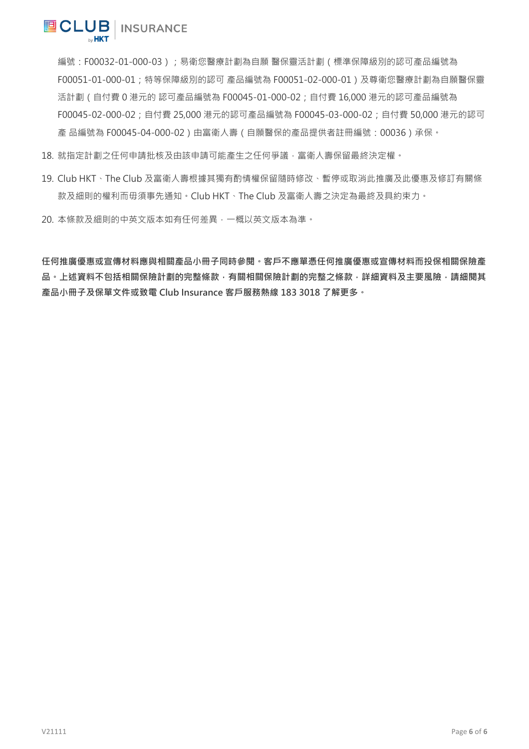編號：F00032-01-000-03）；易衛您醫療計劃為自願 醫保靈活計劃（標準保障級別的認可產品編號為 F00051-01-000-01；特等保障級別的認可 產品編號為 F00051-02-000-01）及尊衛您醫療計劃為自願醫保靈活計劃（自付費 0 港元的 認可產品編號為 F00045-01-000-02；自付費 16,000 港元的認可產品編號為 F00045-02-000-02；自付費 25,000 港元的認可產品編號為 F00045-03-000-02；自付費 50,000 港元的認可產 品編號為 F00045-04-000-02）由富衛人壽（自願醫保的產品提供者註冊編號：00036）承保。

18. 就指定計劃之任何申請批核及由該申請可能產生之任何爭議，富衛人壽保留最終決定權。
19. Club HKT、The Club 及富衛人壽根據其獨有酌情權保留隨時修改、暫停或取消此推廣及此優惠及修訂有關條款及細則的權利而毋須事先通知。Club HKT、The Club 及富衛人壽之決定為最終及具約束力。
20. 本條款及細則的中英文版本如有任何差異，一概以英文版本為準。

**任何推廣優惠或宣傳材料應與相關產品小冊子同時參閱。客戶不應單憑任何推廣優惠或宣傳材料而投保相關保險產品。上述資料不包括相關保險計劃的完整條款，有關相關保險計劃的完整之條款，詳細資料及主要風險，請細閱其產品小冊子及保單文件或致電 Club Insurance 客戶服務熱線 183 3018 了解更多。**